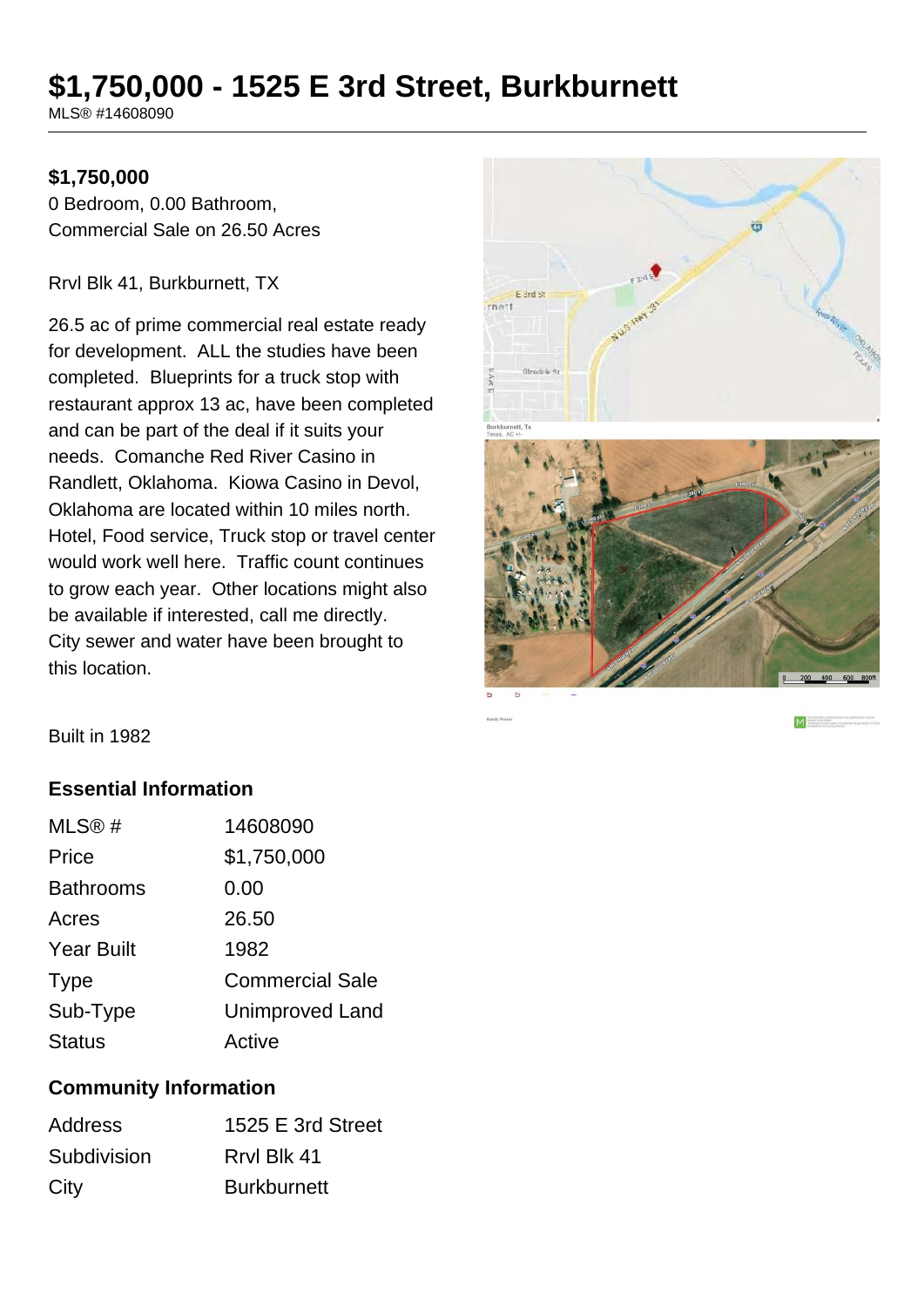# $1,750,000 - 1525 E 3rd Street, Burkburnett

MLS® #14608090

**$1,750,000**

0 Bedroom, 0.00 Bathroom, Commercial Sale on 26.50 Acres

Rrvl Blk 41, Burkburnett, TX

26.5 ac of prime commercial real estate ready for development. ALL the studies have been completed. Blueprints for a truck stop with restaurant approx 13 ac, have been completed and can be part of the deal if it suits your needs. Comanche Red River Casino in Randlett, Oklahoma. Kiowa Casino in Devol, Oklahoma are located within 10 miles north. Hotel, Food service, Truck stop or travel center would work well here. Traffic count continues to grow each year. Other locations might also be available if interested, call me directly. City sewer and water have been brought to this location.

Built in 1982

## Essential Information

| | |
|---|---|
| MLS® # | 14608090 |
| Price | $1,750,000 |
| Bathrooms | 0.00 |
| Acres | 26.50 |
| Year Built | 1982 |
| Type | Commercial Sale |
| Sub-Type | Unimproved Land |
| Status | Active |

## Community Information

| | |
|---|---|
| Address | 1525 E 3rd Street |
| Subdivision | Rrvl Blk 41 |
| City | Burkburnett |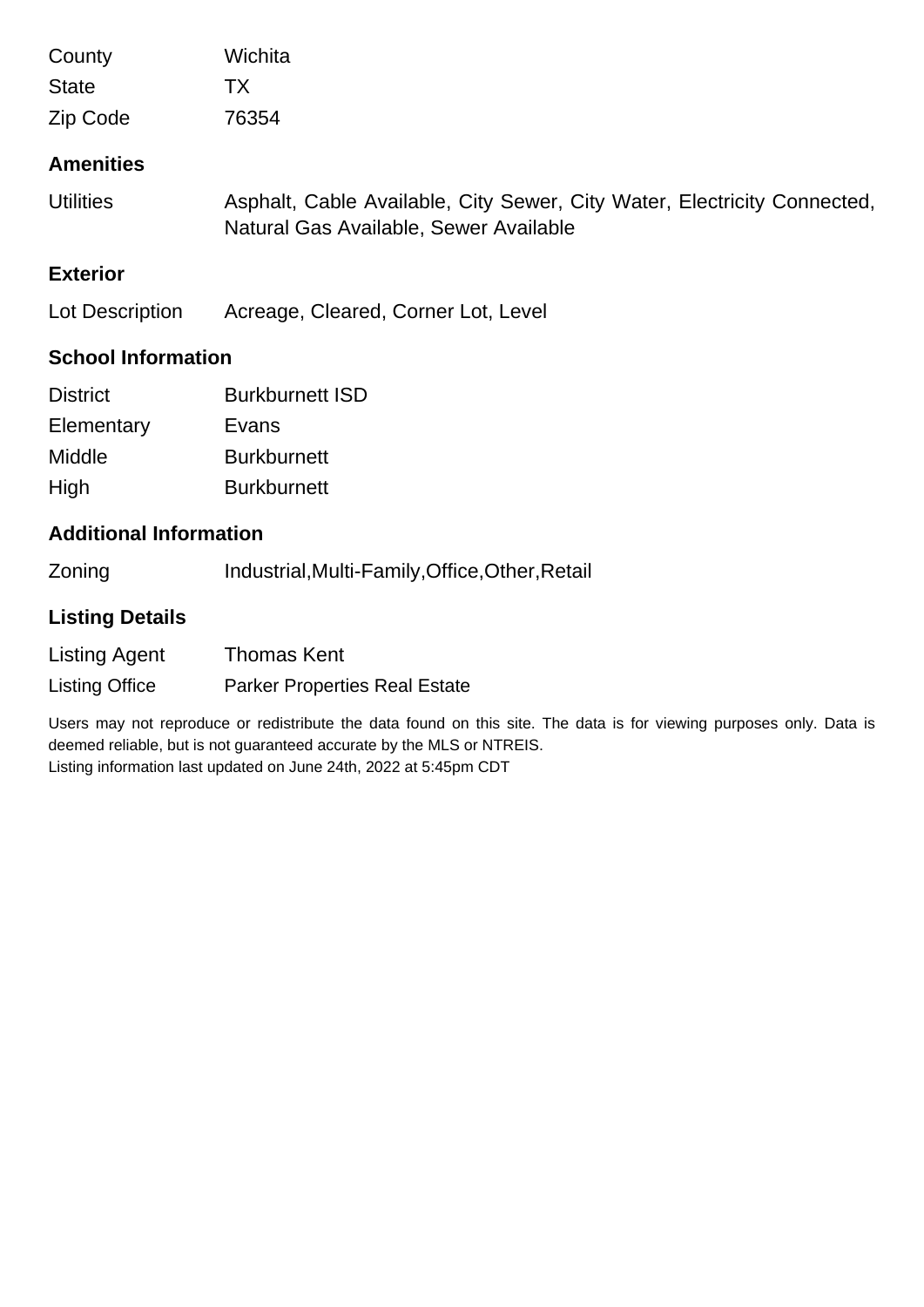| | |
|---|---|
| County | Wichita |
| State | TX |
| Zip Code | 76354 |

## Amenities

| | |
|---|---|
| Utilities | Asphalt, Cable Available, City Sewer, City Water, Electricity Connected, Natural Gas Available, Sewer Available |

## Exterior

| | |
|---|---|
| Lot Description | Acreage, Cleared, Corner Lot, Level |

## School Information

| | |
|---|---|
| District | Burkburnett ISD |
| Elementary | Evans |
| Middle | Burkburnett |
| High | Burkburnett |

## Additional Information

| | |
|---|---|
| Zoning | Industrial,Multi-Family,Office,Other,Retail |

## Listing Details

| | |
|---|---|
| Listing Agent | Thomas Kent |
| Listing Office | Parker Properties Real Estate |

Users may not reproduce or redistribute the data found on this site. The data is for viewing purposes only. Data is deemed reliable, but is not guaranteed accurate by the MLS or NTREIS.
Listing information last updated on June 24th, 2022 at 5:45pm CDT